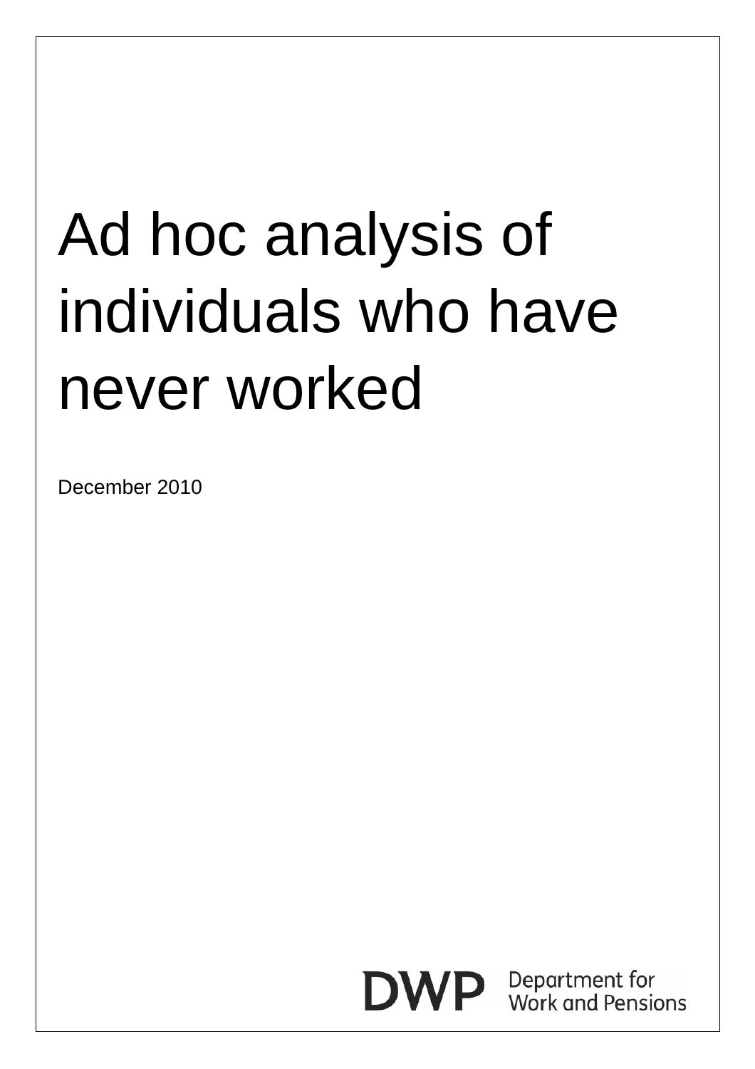# Ad hoc analysis of individuals who have never worked

December 2010

DWP Department for Work and Pensions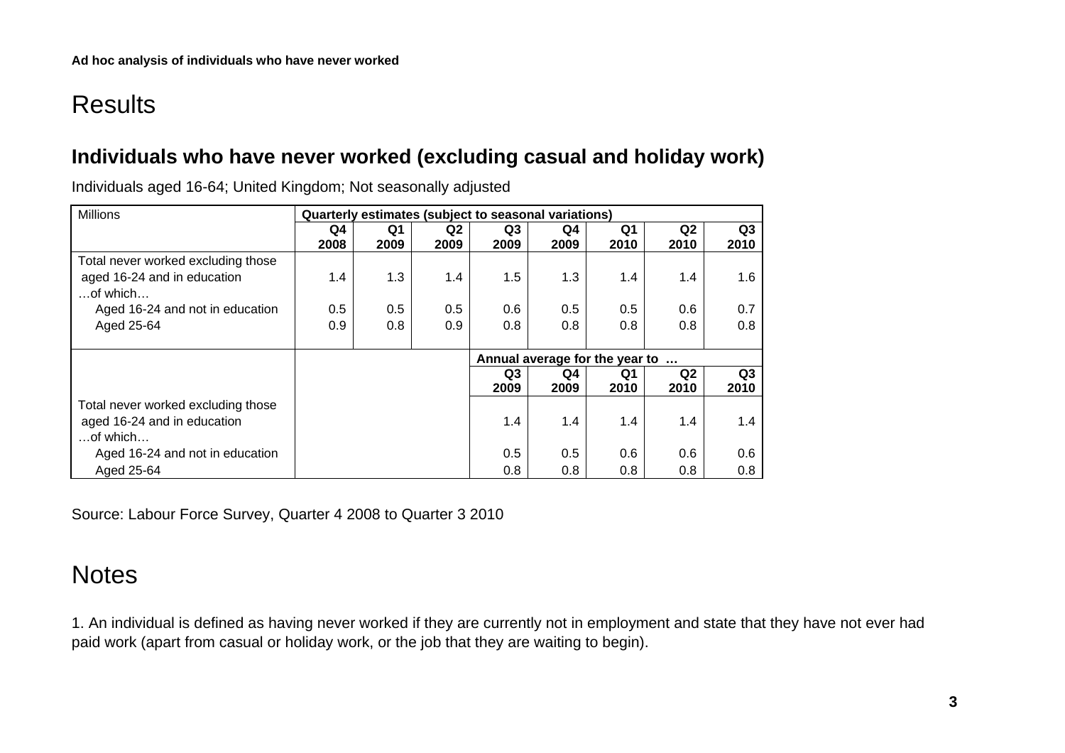Ad hoc analysis of individuals who have never worked

# Results

## Individuals who have never worked (excluding casual and holiday work)

Individuals aged 16-64; United Kingdom; Not seasonally adjusted

| Millions | Quarterly estimates (subject to seasonal variations) | | | | | | | |
|---|---|---|---|---|---|---|---|---|
| | Q4 2008 | Q1 2009 | Q2 2009 | Q3 2009 | Q4 2009 | Q1 2010 | Q2 2010 | Q3 2010 |
| Total never worked excluding those aged 16-24 and in education | 1.4 | 1.3 | 1.4 | 1.5 | 1.3 | 1.4 | 1.4 | 1.6 |
| …of which… | | | | | | | | |
| Aged 16-24 and not in education | 0.5 | 0.5 | 0.5 | 0.6 | 0.5 | 0.5 | 0.6 | 0.7 |
| Aged 25-64 | 0.9 | 0.8 | 0.9 | 0.8 | 0.8 | 0.8 | 0.8 | 0.8 |
| | | | | Annual average for the year to … | | | | |
| | | | | Q3 2009 | Q4 2009 | Q1 2010 | Q2 2010 | Q3 2010 |
| Total never worked excluding those aged 16-24 and in education | | | | 1.4 | 1.4 | 1.4 | 1.4 | 1.4 |
| …of which… | | | | | | | | |
| Aged 16-24 and not in education | | | | 0.5 | 0.5 | 0.6 | 0.6 | 0.6 |
| Aged 25-64 | | | | 0.8 | 0.8 | 0.8 | 0.8 | 0.8 |

Source: Labour Force Survey, Quarter 4 2008 to Quarter 3 2010

# Notes

1. An individual is defined as having never worked if they are currently not in employment and state that they have not ever had paid work (apart from casual or holiday work, or the job that they are waiting to begin).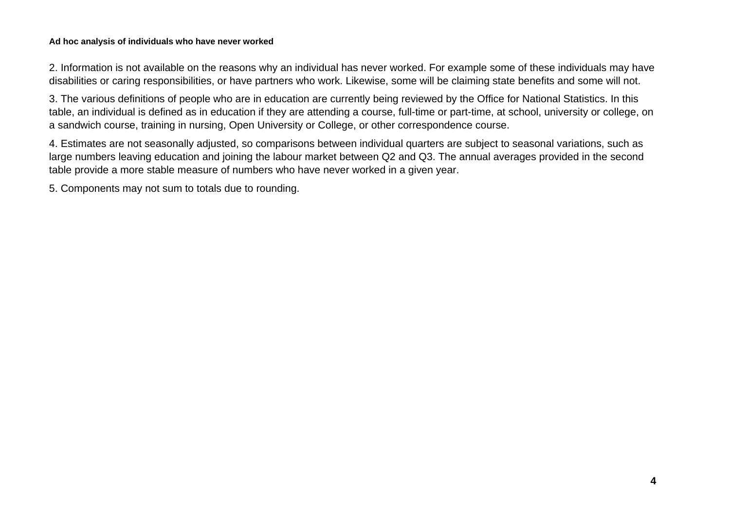2. Information is not available on the reasons why an individual has never worked. For example some of these individuals may have disabilities or caring responsibilities, or have partners who work. Likewise, some will be claiming state benefits and some will not.

3. The various definitions of people who are in education are currently being reviewed by the Office for National Statistics. In this table, an individual is defined as in education if they are attending a course, full-time or part-time, at school, university or college, on a sandwich course, training in nursing, Open University or College, or other correspondence course.

4. Estimates are not seasonally adjusted, so comparisons between individual quarters are subject to seasonal variations, such as large numbers leaving education and joining the labour market between Q2 and Q3. The annual averages provided in the second table provide a more stable measure of numbers who have never worked in a given year.

5. Components may not sum to totals due to rounding.